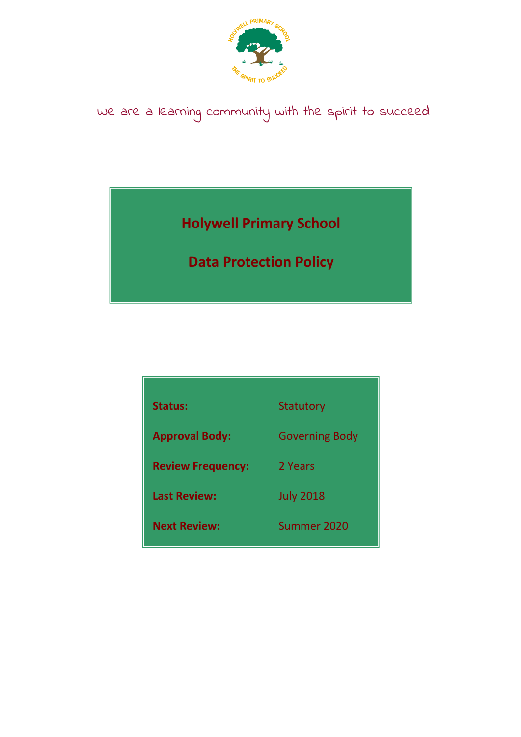we are a learning community with the spirit to succeed

# Holywell Primary School

# Data Protection Policy

| | |
|---|---|
| **Status:** | Statutory |
| **Approval Body:** | Governing Body |
| **Review Frequency:** | 2 Years |
| **Last Review:** | July 2018 |
| **Next Review:** | Summer 2020 |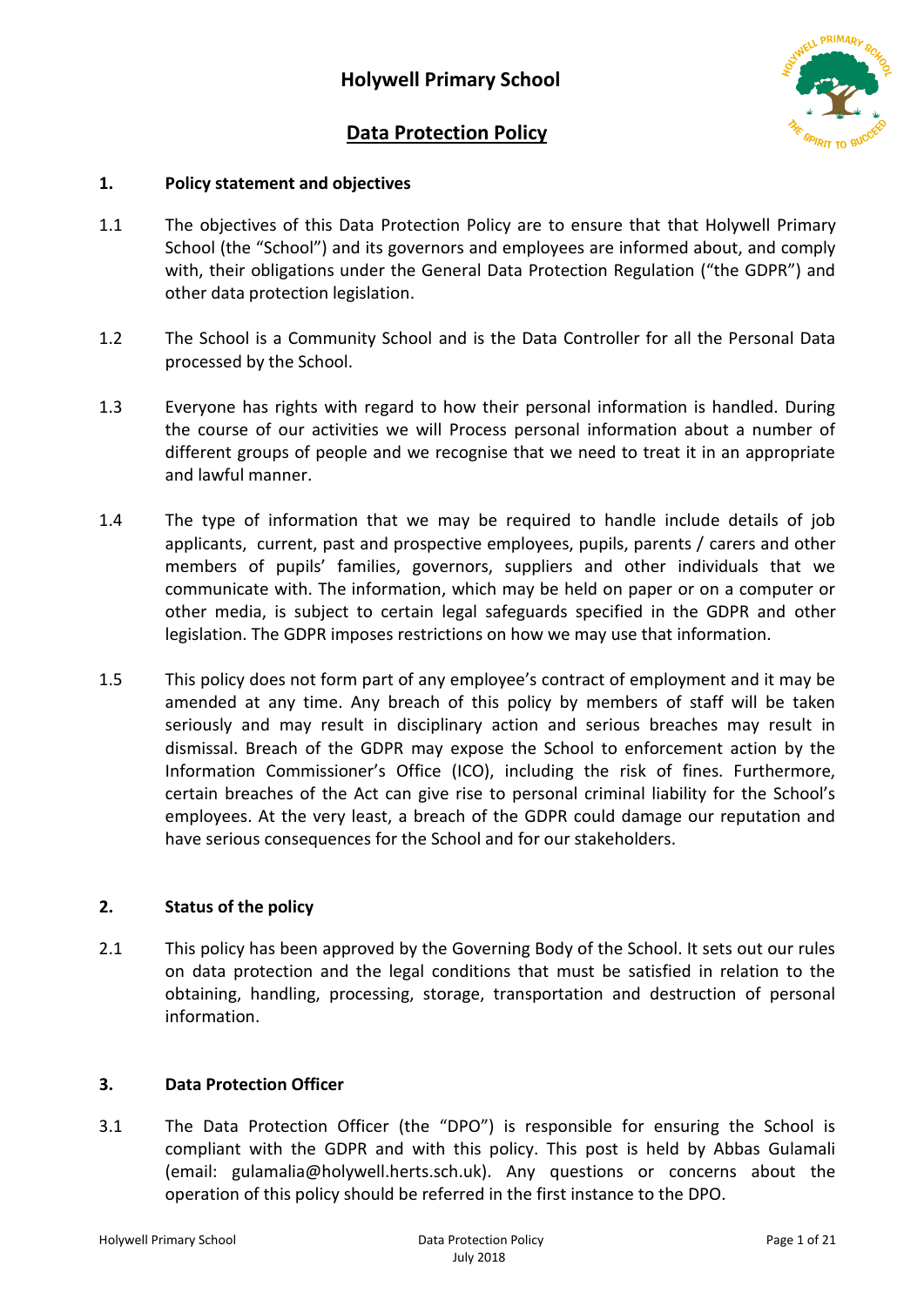# Holywell Primary School

## Data Protection Policy

### 1. Policy statement and objectives

1.1 The objectives of this Data Protection Policy are to ensure that that Holywell Primary School (the "School") and its governors and employees are informed about, and comply with, their obligations under the General Data Protection Regulation ("the GDPR") and other data protection legislation.

1.2 The School is a Community School and is the Data Controller for all the Personal Data processed by the School.

1.3 Everyone has rights with regard to how their personal information is handled. During the course of our activities we will Process personal information about a number of different groups of people and we recognise that we need to treat it in an appropriate and lawful manner.

1.4 The type of information that we may be required to handle include details of job applicants, current, past and prospective employees, pupils, parents / carers and other members of pupils' families, governors, suppliers and other individuals that we communicate with. The information, which may be held on paper or on a computer or other media, is subject to certain legal safeguards specified in the GDPR and other legislation. The GDPR imposes restrictions on how we may use that information.

1.5 This policy does not form part of any employee's contract of employment and it may be amended at any time. Any breach of this policy by members of staff will be taken seriously and may result in disciplinary action and serious breaches may result in dismissal. Breach of the GDPR may expose the School to enforcement action by the Information Commissioner's Office (ICO), including the risk of fines. Furthermore, certain breaches of the Act can give rise to personal criminal liability for the School's employees. At the very least, a breach of the GDPR could damage our reputation and have serious consequences for the School and for our stakeholders.

### 2. Status of the policy

2.1 This policy has been approved by the Governing Body of the School. It sets out our rules on data protection and the legal conditions that must be satisfied in relation to the obtaining, handling, processing, storage, transportation and destruction of personal information.

### 3. Data Protection Officer

3.1 The Data Protection Officer (the "DPO") is responsible for ensuring the School is compliant with the GDPR and with this policy. This post is held by Abbas Gulamali (email: gulamalia@holywell.herts.sch.uk). Any questions or concerns about the operation of this policy should be referred in the first instance to the DPO.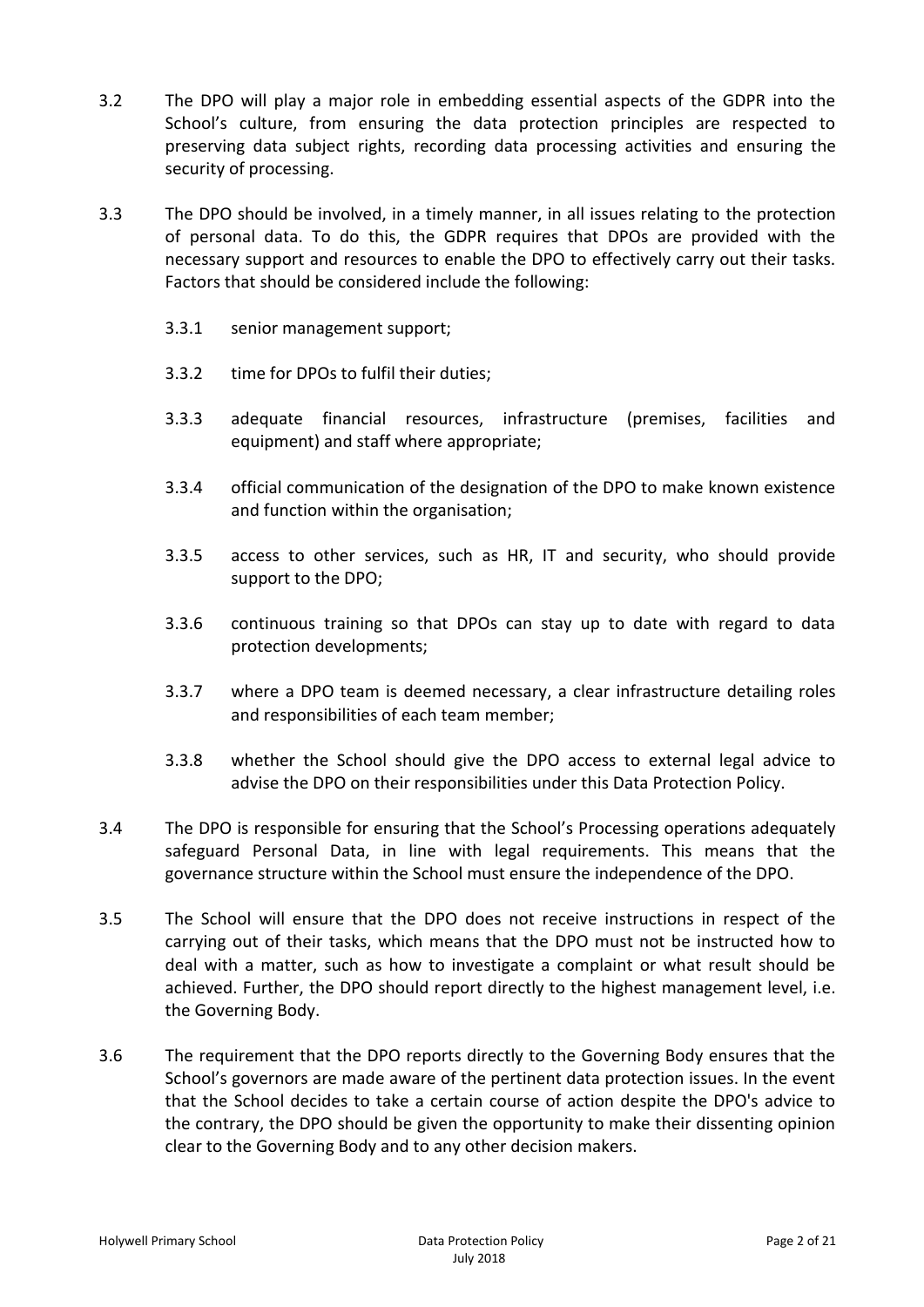3.2 The DPO will play a major role in embedding essential aspects of the GDPR into the School's culture, from ensuring the data protection principles are respected to preserving data subject rights, recording data processing activities and ensuring the security of processing.

3.3 The DPO should be involved, in a timely manner, in all issues relating to the protection of personal data. To do this, the GDPR requires that DPOs are provided with the necessary support and resources to enable the DPO to effectively carry out their tasks. Factors that should be considered include the following:

- 3.3.1 senior management support;
- 3.3.2 time for DPOs to fulfil their duties;
- 3.3.3 adequate financial resources, infrastructure (premises, facilities and equipment) and staff where appropriate;
- 3.3.4 official communication of the designation of the DPO to make known existence and function within the organisation;
- 3.3.5 access to other services, such as HR, IT and security, who should provide support to the DPO;
- 3.3.6 continuous training so that DPOs can stay up to date with regard to data protection developments;
- 3.3.7 where a DPO team is deemed necessary, a clear infrastructure detailing roles and responsibilities of each team member;
- 3.3.8 whether the School should give the DPO access to external legal advice to advise the DPO on their responsibilities under this Data Protection Policy.

3.4 The DPO is responsible for ensuring that the School's Processing operations adequately safeguard Personal Data, in line with legal requirements. This means that the governance structure within the School must ensure the independence of the DPO.

3.5 The School will ensure that the DPO does not receive instructions in respect of the carrying out of their tasks, which means that the DPO must not be instructed how to deal with a matter, such as how to investigate a complaint or what result should be achieved. Further, the DPO should report directly to the highest management level, i.e. the Governing Body.

3.6 The requirement that the DPO reports directly to the Governing Body ensures that the School's governors are made aware of the pertinent data protection issues. In the event that the School decides to take a certain course of action despite the DPO's advice to the contrary, the DPO should be given the opportunity to make their dissenting opinion clear to the Governing Body and to any other decision makers.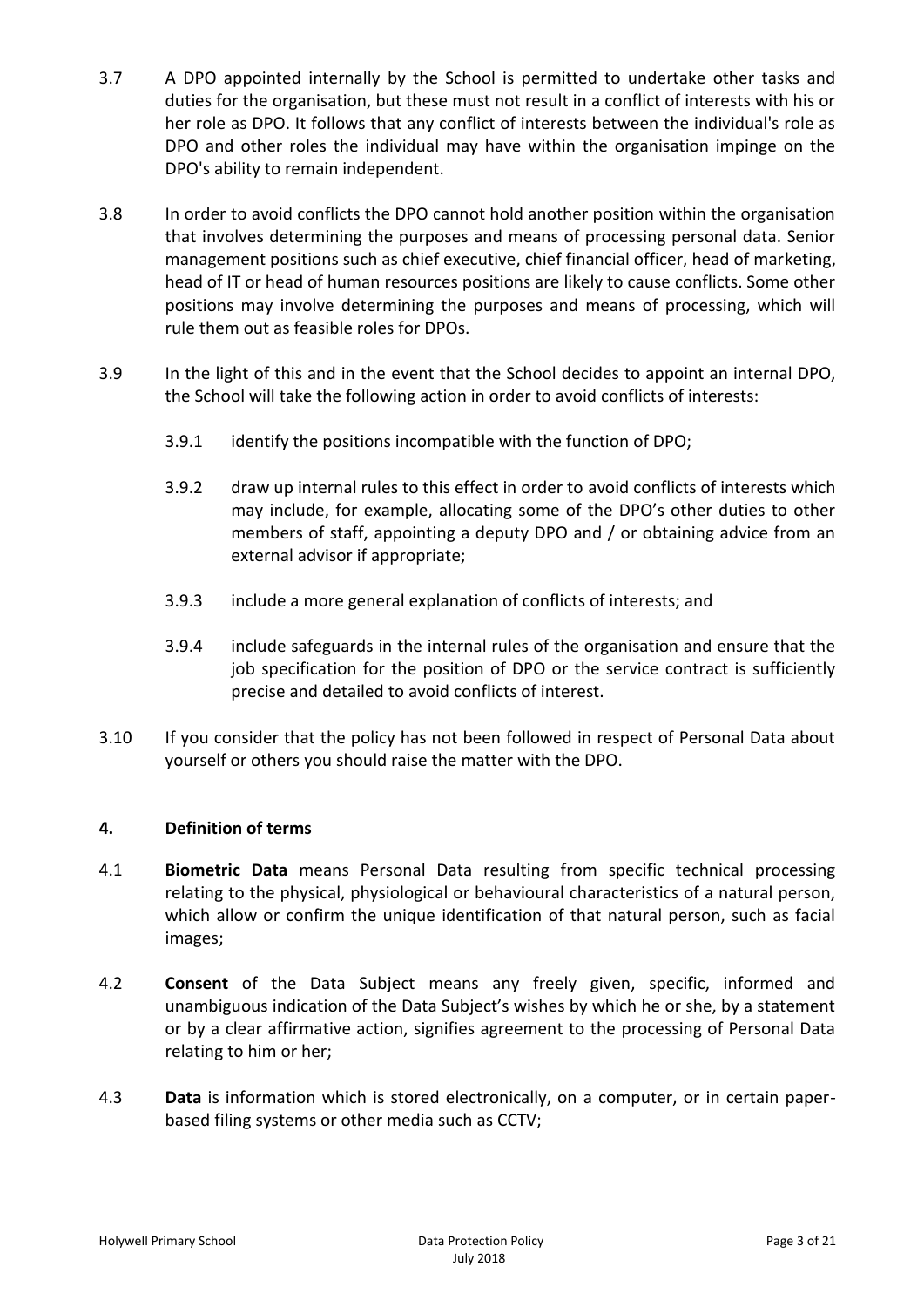3.7 A DPO appointed internally by the School is permitted to undertake other tasks and duties for the organisation, but these must not result in a conflict of interests with his or her role as DPO. It follows that any conflict of interests between the individual's role as DPO and other roles the individual may have within the organisation impinge on the DPO's ability to remain independent.

3.8 In order to avoid conflicts the DPO cannot hold another position within the organisation that involves determining the purposes and means of processing personal data. Senior management positions such as chief executive, chief financial officer, head of marketing, head of IT or head of human resources positions are likely to cause conflicts. Some other positions may involve determining the purposes and means of processing, which will rule them out as feasible roles for DPOs.

3.9 In the light of this and in the event that the School decides to appoint an internal DPO, the School will take the following action in order to avoid conflicts of interests:

3.9.1 identify the positions incompatible with the function of DPO;

3.9.2 draw up internal rules to this effect in order to avoid conflicts of interests which may include, for example, allocating some of the DPO's other duties to other members of staff, appointing a deputy DPO and / or obtaining advice from an external advisor if appropriate;

3.9.3 include a more general explanation of conflicts of interests; and

3.9.4 include safeguards in the internal rules of the organisation and ensure that the job specification for the position of DPO or the service contract is sufficiently precise and detailed to avoid conflicts of interest.

3.10 If you consider that the policy has not been followed in respect of Personal Data about yourself or others you should raise the matter with the DPO.

## 4. Definition of terms

4.1 **Biometric Data** means Personal Data resulting from specific technical processing relating to the physical, physiological or behavioural characteristics of a natural person, which allow or confirm the unique identification of that natural person, such as facial images;

4.2 **Consent** of the Data Subject means any freely given, specific, informed and unambiguous indication of the Data Subject's wishes by which he or she, by a statement or by a clear affirmative action, signifies agreement to the processing of Personal Data relating to him or her;

4.3 **Data** is information which is stored electronically, on a computer, or in certain paper-based filing systems or other media such as CCTV;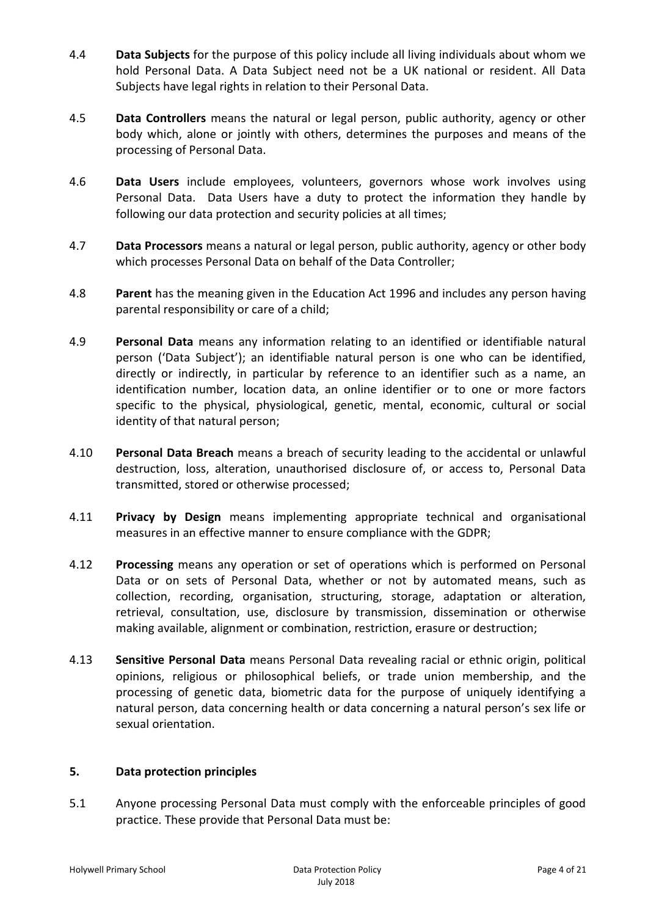4.4 **Data Subjects** for the purpose of this policy include all living individuals about whom we hold Personal Data. A Data Subject need not be a UK national or resident. All Data Subjects have legal rights in relation to their Personal Data.

4.5 **Data Controllers** means the natural or legal person, public authority, agency or other body which, alone or jointly with others, determines the purposes and means of the processing of Personal Data.

4.6 **Data Users** include employees, volunteers, governors whose work involves using Personal Data. Data Users have a duty to protect the information they handle by following our data protection and security policies at all times;

4.7 **Data Processors** means a natural or legal person, public authority, agency or other body which processes Personal Data on behalf of the Data Controller;

4.8 **Parent** has the meaning given in the Education Act 1996 and includes any person having parental responsibility or care of a child;

4.9 **Personal Data** means any information relating to an identified or identifiable natural person ('Data Subject'); an identifiable natural person is one who can be identified, directly or indirectly, in particular by reference to an identifier such as a name, an identification number, location data, an online identifier or to one or more factors specific to the physical, physiological, genetic, mental, economic, cultural or social identity of that natural person;

4.10 **Personal Data Breach** means a breach of security leading to the accidental or unlawful destruction, loss, alteration, unauthorised disclosure of, or access to, Personal Data transmitted, stored or otherwise processed;

4.11 **Privacy by Design** means implementing appropriate technical and organisational measures in an effective manner to ensure compliance with the GDPR;

4.12 **Processing** means any operation or set of operations which is performed on Personal Data or on sets of Personal Data, whether or not by automated means, such as collection, recording, organisation, structuring, storage, adaptation or alteration, retrieval, consultation, use, disclosure by transmission, dissemination or otherwise making available, alignment or combination, restriction, erasure or destruction;

4.13 **Sensitive Personal Data** means Personal Data revealing racial or ethnic origin, political opinions, religious or philosophical beliefs, or trade union membership, and the processing of genetic data, biometric data for the purpose of uniquely identifying a natural person, data concerning health or data concerning a natural person's sex life or sexual orientation.

## 5. Data protection principles

5.1 Anyone processing Personal Data must comply with the enforceable principles of good practice. These provide that Personal Data must be: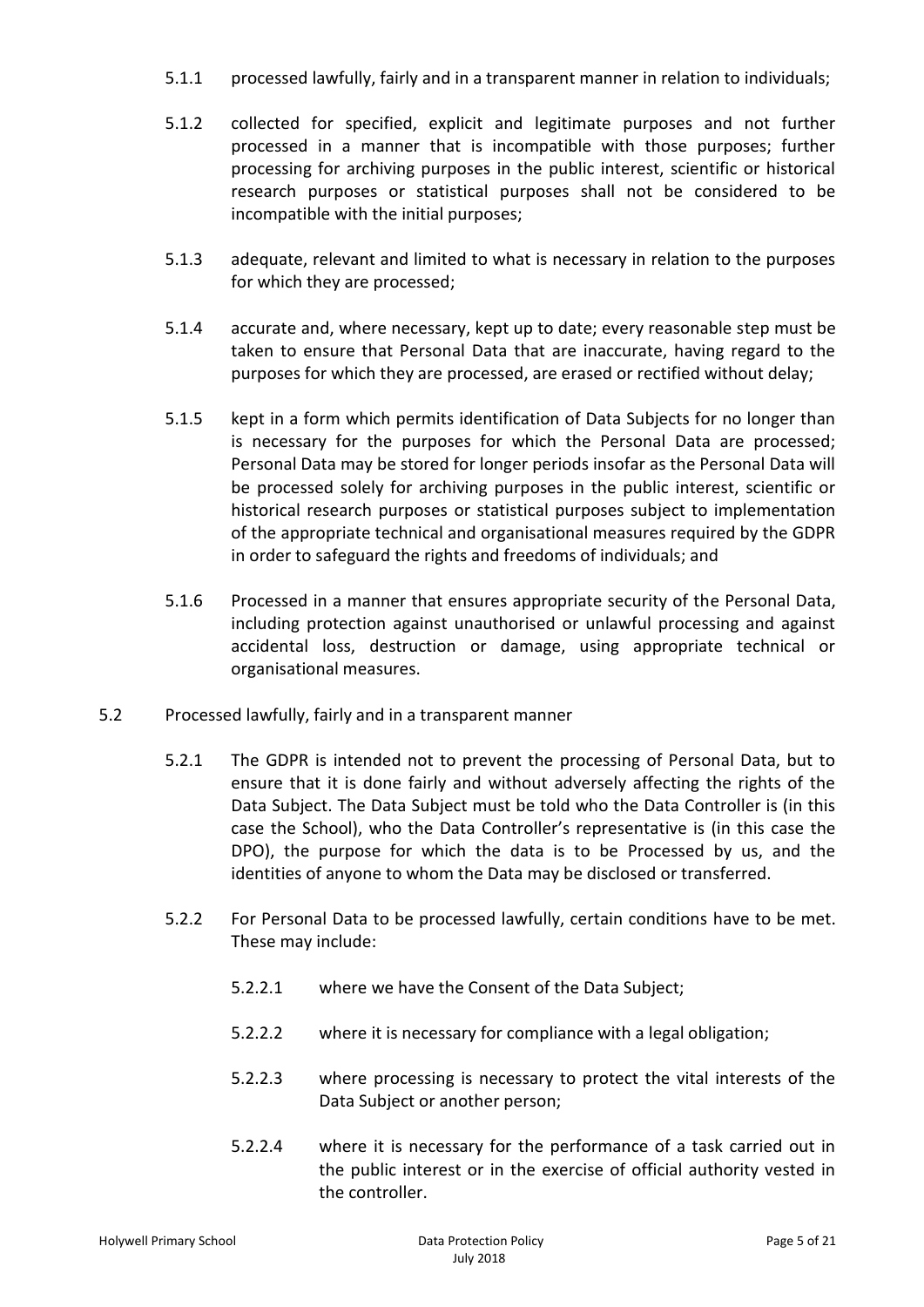5.1.1 processed lawfully, fairly and in a transparent manner in relation to individuals;

5.1.2 collected for specified, explicit and legitimate purposes and not further processed in a manner that is incompatible with those purposes; further processing for archiving purposes in the public interest, scientific or historical research purposes or statistical purposes shall not be considered to be incompatible with the initial purposes;

5.1.3 adequate, relevant and limited to what is necessary in relation to the purposes for which they are processed;

5.1.4 accurate and, where necessary, kept up to date; every reasonable step must be taken to ensure that Personal Data that are inaccurate, having regard to the purposes for which they are processed, are erased or rectified without delay;

5.1.5 kept in a form which permits identification of Data Subjects for no longer than is necessary for the purposes for which the Personal Data are processed; Personal Data may be stored for longer periods insofar as the Personal Data will be processed solely for archiving purposes in the public interest, scientific or historical research purposes or statistical purposes subject to implementation of the appropriate technical and organisational measures required by the GDPR in order to safeguard the rights and freedoms of individuals; and

5.1.6 Processed in a manner that ensures appropriate security of the Personal Data, including protection against unauthorised or unlawful processing and against accidental loss, destruction or damage, using appropriate technical or organisational measures.

5.2 Processed lawfully, fairly and in a transparent manner

5.2.1 The GDPR is intended not to prevent the processing of Personal Data, but to ensure that it is done fairly and without adversely affecting the rights of the Data Subject. The Data Subject must be told who the Data Controller is (in this case the School), who the Data Controller's representative is (in this case the DPO), the purpose for which the data is to be Processed by us, and the identities of anyone to whom the Data may be disclosed or transferred.

5.2.2 For Personal Data to be processed lawfully, certain conditions have to be met. These may include:

5.2.2.1 where we have the Consent of the Data Subject;

5.2.2.2 where it is necessary for compliance with a legal obligation;

5.2.2.3 where processing is necessary to protect the vital interests of the Data Subject or another person;

5.2.2.4 where it is necessary for the performance of a task carried out in the public interest or in the exercise of official authority vested in the controller.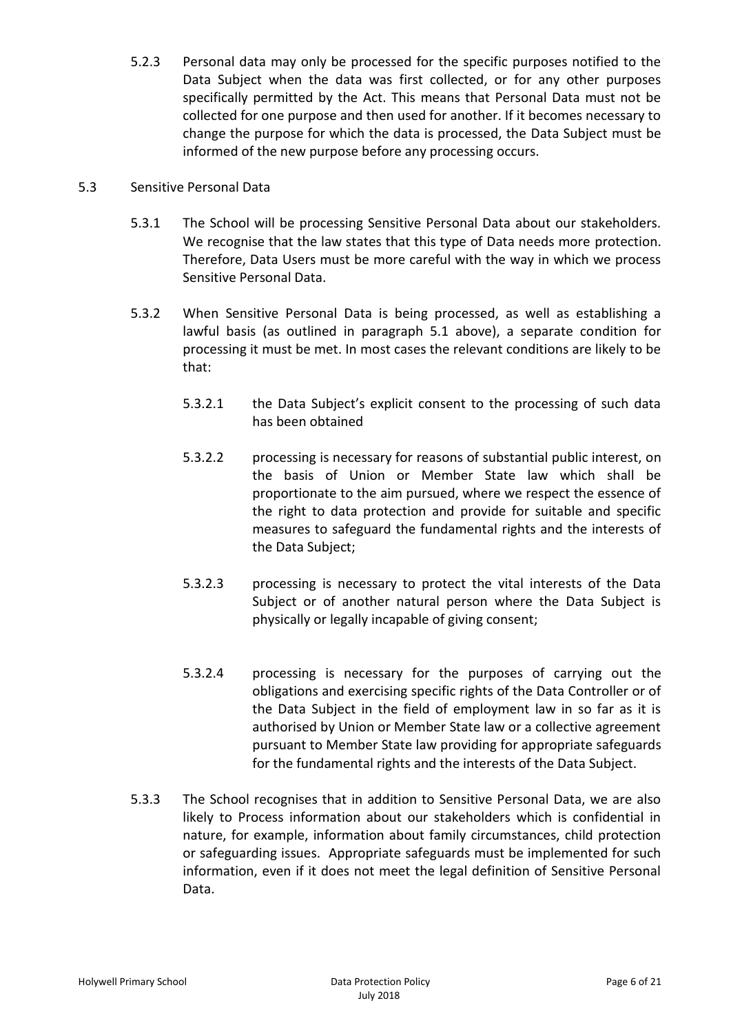5.2.3 Personal data may only be processed for the specific purposes notified to the Data Subject when the data was first collected, or for any other purposes specifically permitted by the Act. This means that Personal Data must not be collected for one purpose and then used for another. If it becomes necessary to change the purpose for which the data is processed, the Data Subject must be informed of the new purpose before any processing occurs.

5.3 Sensitive Personal Data

5.3.1 The School will be processing Sensitive Personal Data about our stakeholders. We recognise that the law states that this type of Data needs more protection. Therefore, Data Users must be more careful with the way in which we process Sensitive Personal Data.

5.3.2 When Sensitive Personal Data is being processed, as well as establishing a lawful basis (as outlined in paragraph 5.1 above), a separate condition for processing it must be met. In most cases the relevant conditions are likely to be that:

5.3.2.1 the Data Subject's explicit consent to the processing of such data has been obtained

5.3.2.2 processing is necessary for reasons of substantial public interest, on the basis of Union or Member State law which shall be proportionate to the aim pursued, where we respect the essence of the right to data protection and provide for suitable and specific measures to safeguard the fundamental rights and the interests of the Data Subject;

5.3.2.3 processing is necessary to protect the vital interests of the Data Subject or of another natural person where the Data Subject is physically or legally incapable of giving consent;

5.3.2.4 processing is necessary for the purposes of carrying out the obligations and exercising specific rights of the Data Controller or of the Data Subject in the field of employment law in so far as it is authorised by Union or Member State law or a collective agreement pursuant to Member State law providing for appropriate safeguards for the fundamental rights and the interests of the Data Subject.

5.3.3 The School recognises that in addition to Sensitive Personal Data, we are also likely to Process information about our stakeholders which is confidential in nature, for example, information about family circumstances, child protection or safeguarding issues. Appropriate safeguards must be implemented for such information, even if it does not meet the legal definition of Sensitive Personal Data.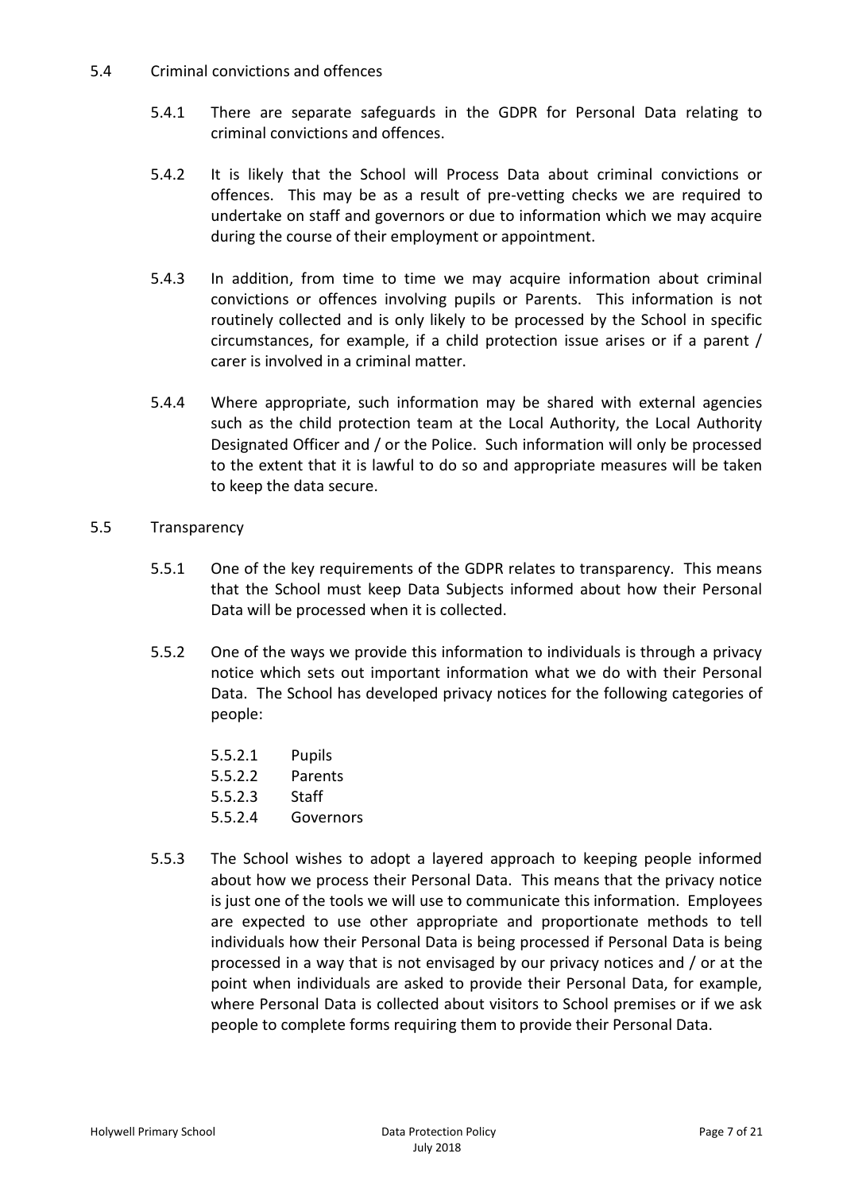5.4 Criminal convictions and offences

5.4.1 There are separate safeguards in the GDPR for Personal Data relating to criminal convictions and offences.

5.4.2 It is likely that the School will Process Data about criminal convictions or offences. This may be as a result of pre-vetting checks we are required to undertake on staff and governors or due to information which we may acquire during the course of their employment or appointment.

5.4.3 In addition, from time to time we may acquire information about criminal convictions or offences involving pupils or Parents. This information is not routinely collected and is only likely to be processed by the School in specific circumstances, for example, if a child protection issue arises or if a parent / carer is involved in a criminal matter.

5.4.4 Where appropriate, such information may be shared with external agencies such as the child protection team at the Local Authority, the Local Authority Designated Officer and / or the Police. Such information will only be processed to the extent that it is lawful to do so and appropriate measures will be taken to keep the data secure.

5.5 Transparency

5.5.1 One of the key requirements of the GDPR relates to transparency. This means that the School must keep Data Subjects informed about how their Personal Data will be processed when it is collected.

5.5.2 One of the ways we provide this information to individuals is through a privacy notice which sets out important information what we do with their Personal Data. The School has developed privacy notices for the following categories of people:

5.5.2.1 Pupils
5.5.2.2 Parents
5.5.2.3 Staff
5.5.2.4 Governors

5.5.3 The School wishes to adopt a layered approach to keeping people informed about how we process their Personal Data. This means that the privacy notice is just one of the tools we will use to communicate this information. Employees are expected to use other appropriate and proportionate methods to tell individuals how their Personal Data is being processed if Personal Data is being processed in a way that is not envisaged by our privacy notices and / or at the point when individuals are asked to provide their Personal Data, for example, where Personal Data is collected about visitors to School premises or if we ask people to complete forms requiring them to provide their Personal Data.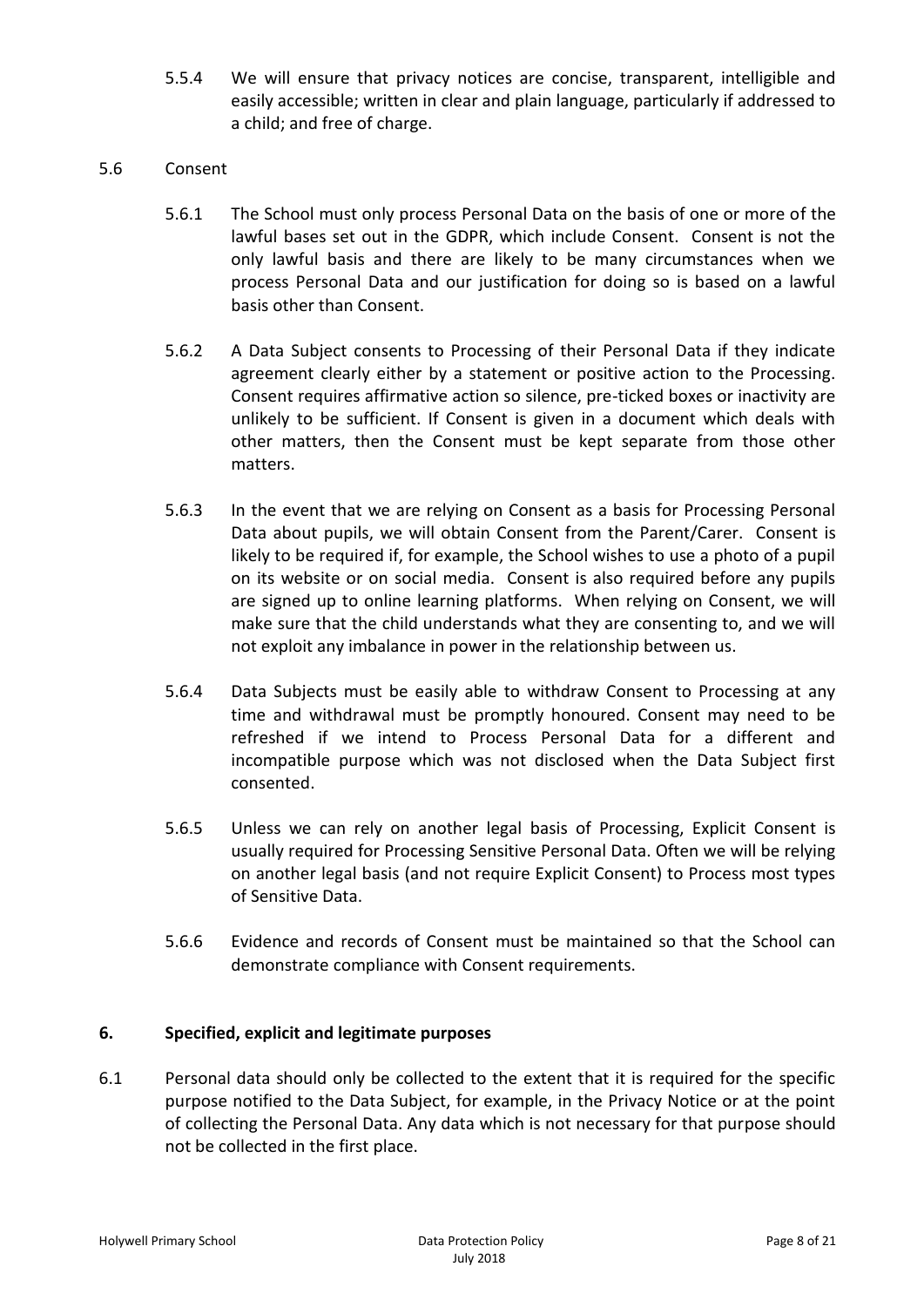5.5.4 We will ensure that privacy notices are concise, transparent, intelligible and easily accessible; written in clear and plain language, particularly if addressed to a child; and free of charge.

5.6 Consent

5.6.1 The School must only process Personal Data on the basis of one or more of the lawful bases set out in the GDPR, which include Consent. Consent is not the only lawful basis and there are likely to be many circumstances when we process Personal Data and our justification for doing so is based on a lawful basis other than Consent.

5.6.2 A Data Subject consents to Processing of their Personal Data if they indicate agreement clearly either by a statement or positive action to the Processing. Consent requires affirmative action so silence, pre-ticked boxes or inactivity are unlikely to be sufficient. If Consent is given in a document which deals with other matters, then the Consent must be kept separate from those other matters.

5.6.3 In the event that we are relying on Consent as a basis for Processing Personal Data about pupils, we will obtain Consent from the Parent/Carer. Consent is likely to be required if, for example, the School wishes to use a photo of a pupil on its website or on social media. Consent is also required before any pupils are signed up to online learning platforms. When relying on Consent, we will make sure that the child understands what they are consenting to, and we will not exploit any imbalance in power in the relationship between us.

5.6.4 Data Subjects must be easily able to withdraw Consent to Processing at any time and withdrawal must be promptly honoured. Consent may need to be refreshed if we intend to Process Personal Data for a different and incompatible purpose which was not disclosed when the Data Subject first consented.

5.6.5 Unless we can rely on another legal basis of Processing, Explicit Consent is usually required for Processing Sensitive Personal Data. Often we will be relying on another legal basis (and not require Explicit Consent) to Process most types of Sensitive Data.

5.6.6 Evidence and records of Consent must be maintained so that the School can demonstrate compliance with Consent requirements.

## 6. Specified, explicit and legitimate purposes

6.1 Personal data should only be collected to the extent that it is required for the specific purpose notified to the Data Subject, for example, in the Privacy Notice or at the point of collecting the Personal Data. Any data which is not necessary for that purpose should not be collected in the first place.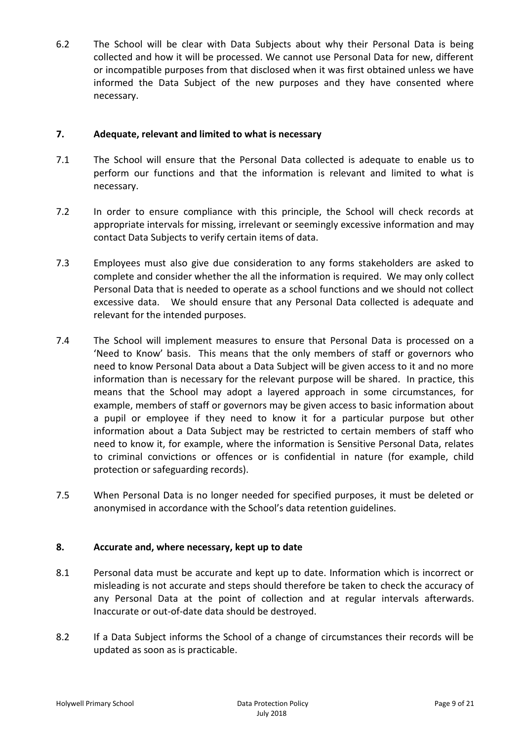6.2 The School will be clear with Data Subjects about why their Personal Data is being collected and how it will be processed. We cannot use Personal Data for new, different or incompatible purposes from that disclosed when it was first obtained unless we have informed the Data Subject of the new purposes and they have consented where necessary.

## 7. Adequate, relevant and limited to what is necessary

7.1 The School will ensure that the Personal Data collected is adequate to enable us to perform our functions and that the information is relevant and limited to what is necessary.

7.2 In order to ensure compliance with this principle, the School will check records at appropriate intervals for missing, irrelevant or seemingly excessive information and may contact Data Subjects to verify certain items of data.

7.3 Employees must also give due consideration to any forms stakeholders are asked to complete and consider whether the all the information is required. We may only collect Personal Data that is needed to operate as a school functions and we should not collect excessive data. We should ensure that any Personal Data collected is adequate and relevant for the intended purposes.

7.4 The School will implement measures to ensure that Personal Data is processed on a 'Need to Know' basis. This means that the only members of staff or governors who need to know Personal Data about a Data Subject will be given access to it and no more information than is necessary for the relevant purpose will be shared. In practice, this means that the School may adopt a layered approach in some circumstances, for example, members of staff or governors may be given access to basic information about a pupil or employee if they need to know it for a particular purpose but other information about a Data Subject may be restricted to certain members of staff who need to know it, for example, where the information is Sensitive Personal Data, relates to criminal convictions or offences or is confidential in nature (for example, child protection or safeguarding records).

7.5 When Personal Data is no longer needed for specified purposes, it must be deleted or anonymised in accordance with the School's data retention guidelines.

## 8. Accurate and, where necessary, kept up to date

8.1 Personal data must be accurate and kept up to date. Information which is incorrect or misleading is not accurate and steps should therefore be taken to check the accuracy of any Personal Data at the point of collection and at regular intervals afterwards. Inaccurate or out-of-date data should be destroyed.

8.2 If a Data Subject informs the School of a change of circumstances their records will be updated as soon as is practicable.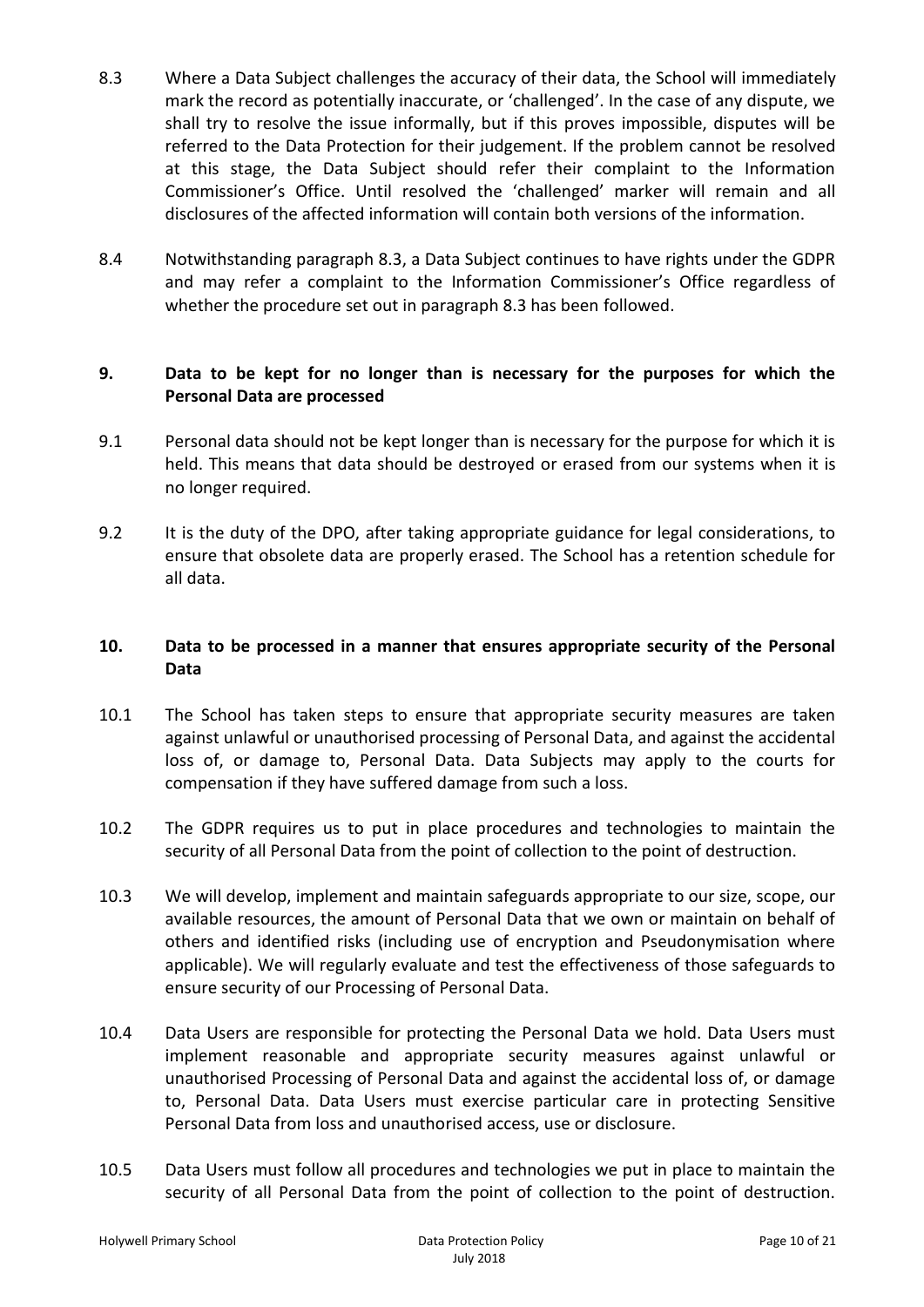8.3 Where a Data Subject challenges the accuracy of their data, the School will immediately mark the record as potentially inaccurate, or 'challenged'. In the case of any dispute, we shall try to resolve the issue informally, but if this proves impossible, disputes will be referred to the Data Protection for their judgement. If the problem cannot be resolved at this stage, the Data Subject should refer their complaint to the Information Commissioner's Office. Until resolved the 'challenged' marker will remain and all disclosures of the affected information will contain both versions of the information.

8.4 Notwithstanding paragraph 8.3, a Data Subject continues to have rights under the GDPR and may refer a complaint to the Information Commissioner's Office regardless of whether the procedure set out in paragraph 8.3 has been followed.

## 9. Data to be kept for no longer than is necessary for the purposes for which the Personal Data are processed

9.1 Personal data should not be kept longer than is necessary for the purpose for which it is held. This means that data should be destroyed or erased from our systems when it is no longer required.

9.2 It is the duty of the DPO, after taking appropriate guidance for legal considerations, to ensure that obsolete data are properly erased. The School has a retention schedule for all data.

## 10. Data to be processed in a manner that ensures appropriate security of the Personal Data

10.1 The School has taken steps to ensure that appropriate security measures are taken against unlawful or unauthorised processing of Personal Data, and against the accidental loss of, or damage to, Personal Data. Data Subjects may apply to the courts for compensation if they have suffered damage from such a loss.

10.2 The GDPR requires us to put in place procedures and technologies to maintain the security of all Personal Data from the point of collection to the point of destruction.

10.3 We will develop, implement and maintain safeguards appropriate to our size, scope, our available resources, the amount of Personal Data that we own or maintain on behalf of others and identified risks (including use of encryption and Pseudonymisation where applicable). We will regularly evaluate and test the effectiveness of those safeguards to ensure security of our Processing of Personal Data.

10.4 Data Users are responsible for protecting the Personal Data we hold. Data Users must implement reasonable and appropriate security measures against unlawful or unauthorised Processing of Personal Data and against the accidental loss of, or damage to, Personal Data. Data Users must exercise particular care in protecting Sensitive Personal Data from loss and unauthorised access, use or disclosure.

10.5 Data Users must follow all procedures and technologies we put in place to maintain the security of all Personal Data from the point of collection to the point of destruction.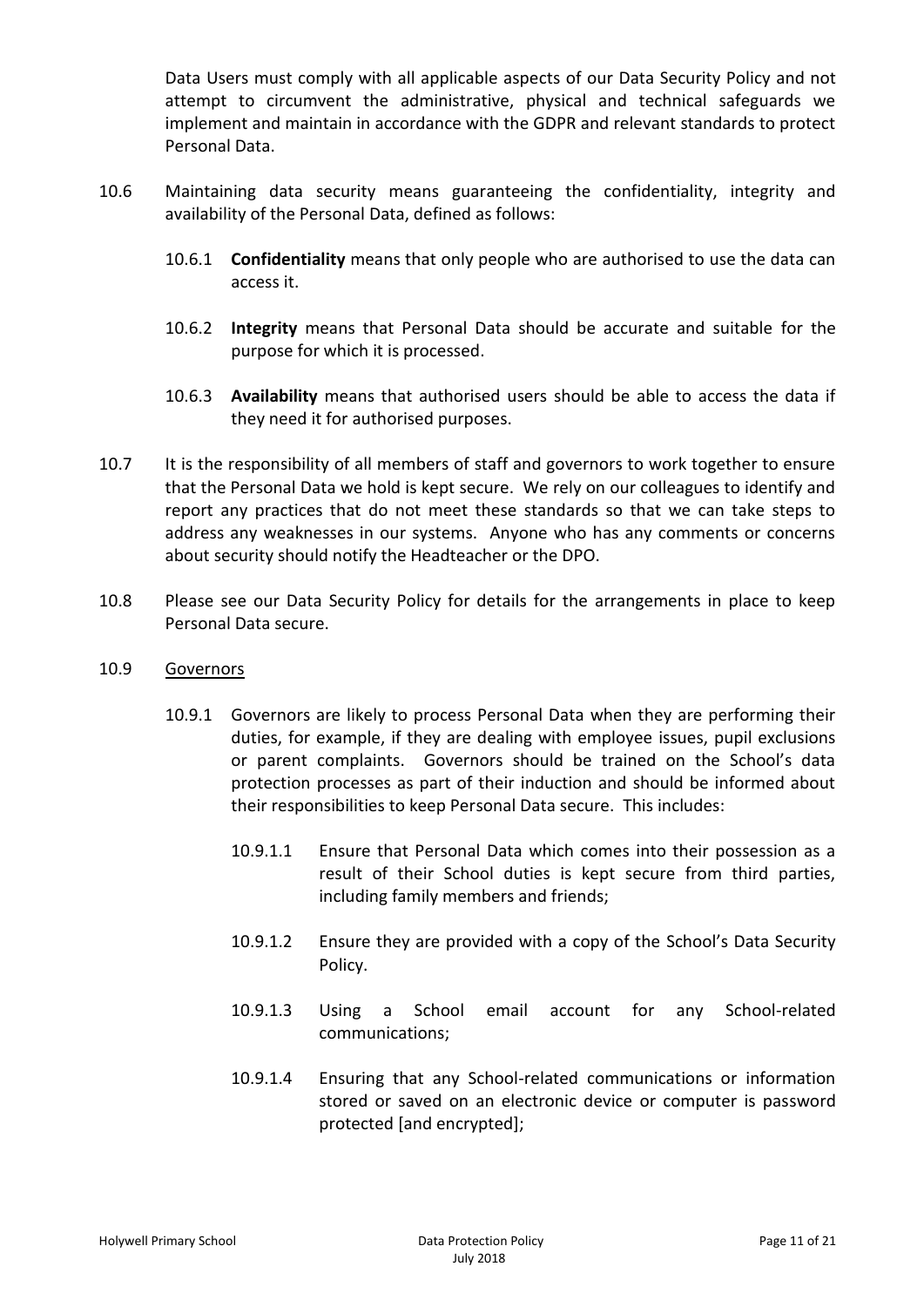Data Users must comply with all applicable aspects of our Data Security Policy and not attempt to circumvent the administrative, physical and technical safeguards we implement and maintain in accordance with the GDPR and relevant standards to protect Personal Data.

10.6 Maintaining data security means guaranteeing the confidentiality, integrity and availability of the Personal Data, defined as follows:

10.6.1 **Confidentiality** means that only people who are authorised to use the data can access it.

10.6.2 **Integrity** means that Personal Data should be accurate and suitable for the purpose for which it is processed.

10.6.3 **Availability** means that authorised users should be able to access the data if they need it for authorised purposes.

10.7 It is the responsibility of all members of staff and governors to work together to ensure that the Personal Data we hold is kept secure. We rely on our colleagues to identify and report any practices that do not meet these standards so that we can take steps to address any weaknesses in our systems. Anyone who has any comments or concerns about security should notify the Headteacher or the DPO.

10.8 Please see our Data Security Policy for details for the arrangements in place to keep Personal Data secure.

10.9 <u>Governors</u>

10.9.1 Governors are likely to process Personal Data when they are performing their duties, for example, if they are dealing with employee issues, pupil exclusions or parent complaints. Governors should be trained on the School's data protection processes as part of their induction and should be informed about their responsibilities to keep Personal Data secure. This includes:

10.9.1.1 Ensure that Personal Data which comes into their possession as a result of their School duties is kept secure from third parties, including family members and friends;

10.9.1.2 Ensure they are provided with a copy of the School's Data Security Policy.

10.9.1.3 Using a School email account for any School-related communications;

10.9.1.4 Ensuring that any School-related communications or information stored or saved on an electronic device or computer is password protected [and encrypted];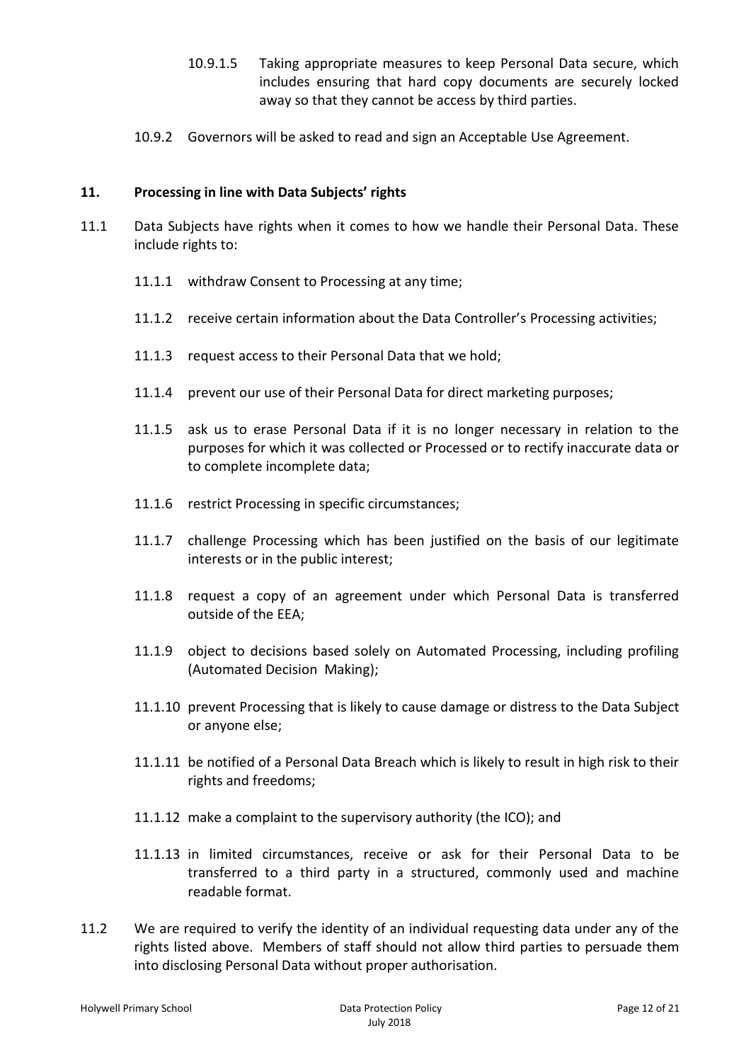10.9.1.5 Taking appropriate measures to keep Personal Data secure, which includes ensuring that hard copy documents are securely locked away so that they cannot be access by third parties.

10.9.2 Governors will be asked to read and sign an Acceptable Use Agreement.

## 11. Processing in line with Data Subjects' rights

11.1 Data Subjects have rights when it comes to how we handle their Personal Data. These include rights to:

11.1.1 withdraw Consent to Processing at any time;

11.1.2 receive certain information about the Data Controller's Processing activities;

11.1.3 request access to their Personal Data that we hold;

11.1.4 prevent our use of their Personal Data for direct marketing purposes;

11.1.5 ask us to erase Personal Data if it is no longer necessary in relation to the purposes for which it was collected or Processed or to rectify inaccurate data or to complete incomplete data;

11.1.6 restrict Processing in specific circumstances;

11.1.7 challenge Processing which has been justified on the basis of our legitimate interests or in the public interest;

11.1.8 request a copy of an agreement under which Personal Data is transferred outside of the EEA;

11.1.9 object to decisions based solely on Automated Processing, including profiling (Automated Decision Making);

11.1.10 prevent Processing that is likely to cause damage or distress to the Data Subject or anyone else;

11.1.11 be notified of a Personal Data Breach which is likely to result in high risk to their rights and freedoms;

11.1.12 make a complaint to the supervisory authority (the ICO); and

11.1.13 in limited circumstances, receive or ask for their Personal Data to be transferred to a third party in a structured, commonly used and machine readable format.

11.2 We are required to verify the identity of an individual requesting data under any of the rights listed above. Members of staff should not allow third parties to persuade them into disclosing Personal Data without proper authorisation.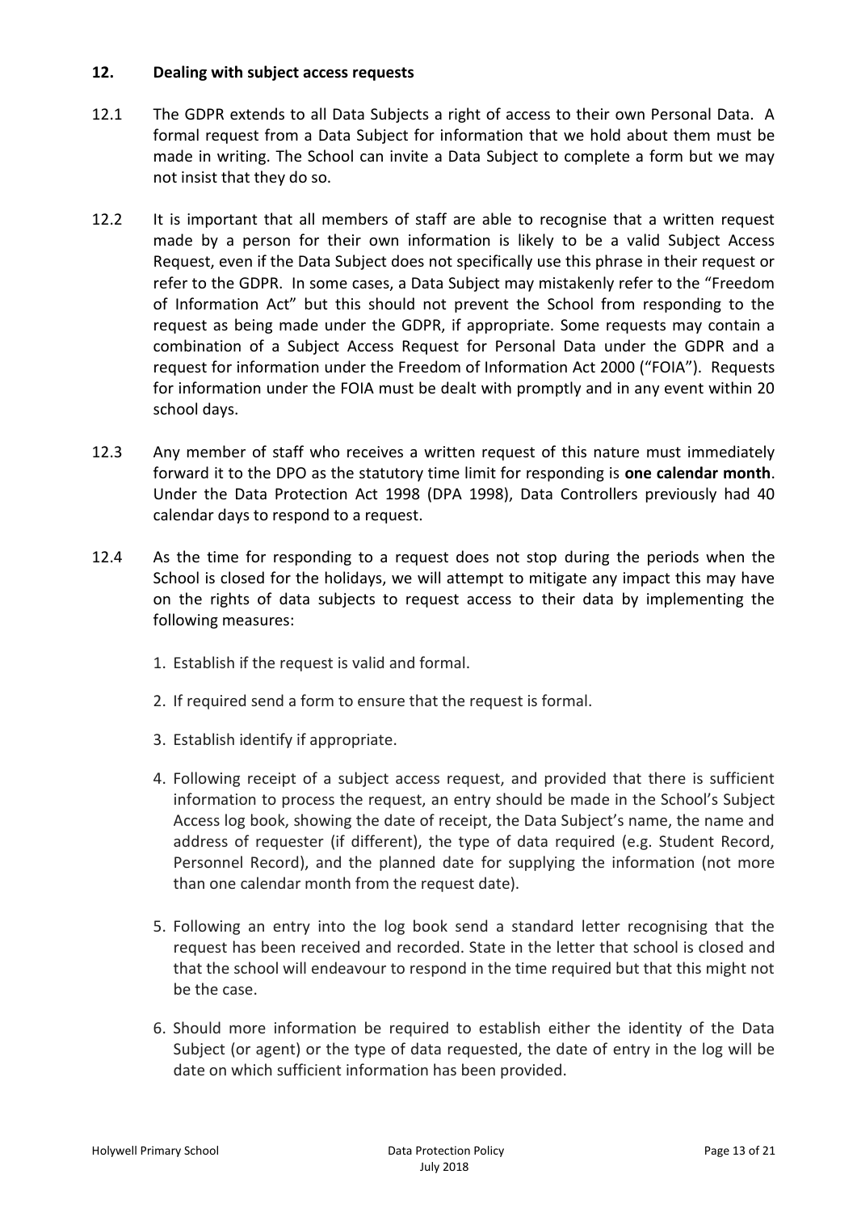## 12. Dealing with subject access requests

12.1 The GDPR extends to all Data Subjects a right of access to their own Personal Data. A formal request from a Data Subject for information that we hold about them must be made in writing. The School can invite a Data Subject to complete a form but we may not insist that they do so.

12.2 It is important that all members of staff are able to recognise that a written request made by a person for their own information is likely to be a valid Subject Access Request, even if the Data Subject does not specifically use this phrase in their request or refer to the GDPR. In some cases, a Data Subject may mistakenly refer to the "Freedom of Information Act" but this should not prevent the School from responding to the request as being made under the GDPR, if appropriate. Some requests may contain a combination of a Subject Access Request for Personal Data under the GDPR and a request for information under the Freedom of Information Act 2000 ("FOIA"). Requests for information under the FOIA must be dealt with promptly and in any event within 20 school days.

12.3 Any member of staff who receives a written request of this nature must immediately forward it to the DPO as the statutory time limit for responding is **one calendar month**. Under the Data Protection Act 1998 (DPA 1998), Data Controllers previously had 40 calendar days to respond to a request.

12.4 As the time for responding to a request does not stop during the periods when the School is closed for the holidays, we will attempt to mitigate any impact this may have on the rights of data subjects to request access to their data by implementing the following measures:

1. Establish if the request is valid and formal.
2. If required send a form to ensure that the request is formal.
3. Establish identify if appropriate.
4. Following receipt of a subject access request, and provided that there is sufficient information to process the request, an entry should be made in the School's Subject Access log book, showing the date of receipt, the Data Subject's name, the name and address of requester (if different), the type of data required (e.g. Student Record, Personnel Record), and the planned date for supplying the information (not more than one calendar month from the request date).
5. Following an entry into the log book send a standard letter recognising that the request has been received and recorded. State in the letter that school is closed and that the school will endeavour to respond in the time required but that this might not be the case.
6. Should more information be required to establish either the identity of the Data Subject (or agent) or the type of data requested, the date of entry in the log will be date on which sufficient information has been provided.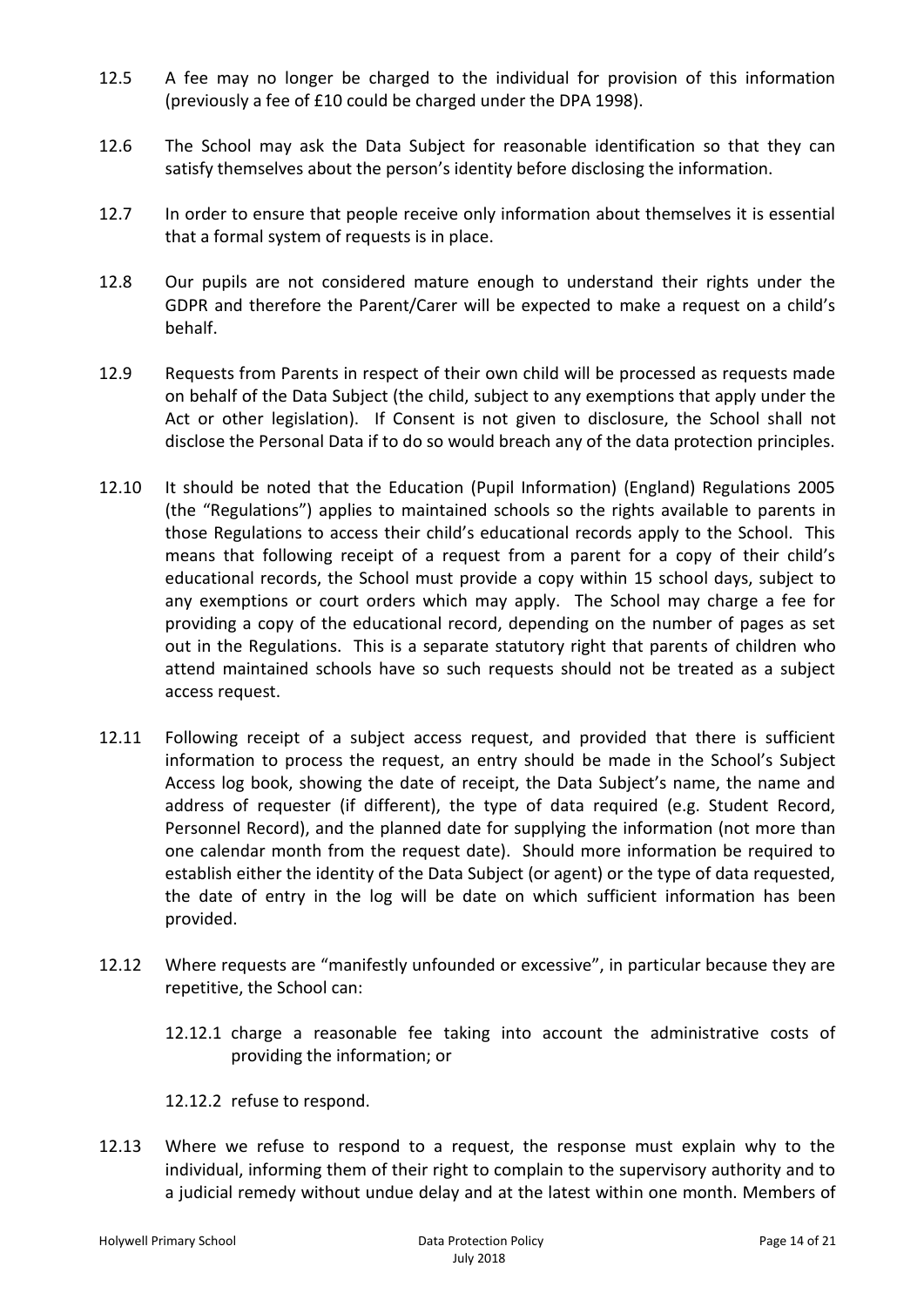12.5 A fee may no longer be charged to the individual for provision of this information (previously a fee of £10 could be charged under the DPA 1998).

12.6 The School may ask the Data Subject for reasonable identification so that they can satisfy themselves about the person's identity before disclosing the information.

12.7 In order to ensure that people receive only information about themselves it is essential that a formal system of requests is in place.

12.8 Our pupils are not considered mature enough to understand their rights under the GDPR and therefore the Parent/Carer will be expected to make a request on a child's behalf.

12.9 Requests from Parents in respect of their own child will be processed as requests made on behalf of the Data Subject (the child, subject to any exemptions that apply under the Act or other legislation). If Consent is not given to disclosure, the School shall not disclose the Personal Data if to do so would breach any of the data protection principles.

12.10 It should be noted that the Education (Pupil Information) (England) Regulations 2005 (the "Regulations") applies to maintained schools so the rights available to parents in those Regulations to access their child's educational records apply to the School. This means that following receipt of a request from a parent for a copy of their child's educational records, the School must provide a copy within 15 school days, subject to any exemptions or court orders which may apply. The School may charge a fee for providing a copy of the educational record, depending on the number of pages as set out in the Regulations. This is a separate statutory right that parents of children who attend maintained schools have so such requests should not be treated as a subject access request.

12.11 Following receipt of a subject access request, and provided that there is sufficient information to process the request, an entry should be made in the School's Subject Access log book, showing the date of receipt, the Data Subject's name, the name and address of requester (if different), the type of data required (e.g. Student Record, Personnel Record), and the planned date for supplying the information (not more than one calendar month from the request date). Should more information be required to establish either the identity of the Data Subject (or agent) or the type of data requested, the date of entry in the log will be date on which sufficient information has been provided.

12.12 Where requests are "manifestly unfounded or excessive", in particular because they are repetitive, the School can:

12.12.1 charge a reasonable fee taking into account the administrative costs of providing the information; or

12.12.2 refuse to respond.

12.13 Where we refuse to respond to a request, the response must explain why to the individual, informing them of their right to complain to the supervisory authority and to a judicial remedy without undue delay and at the latest within one month. Members of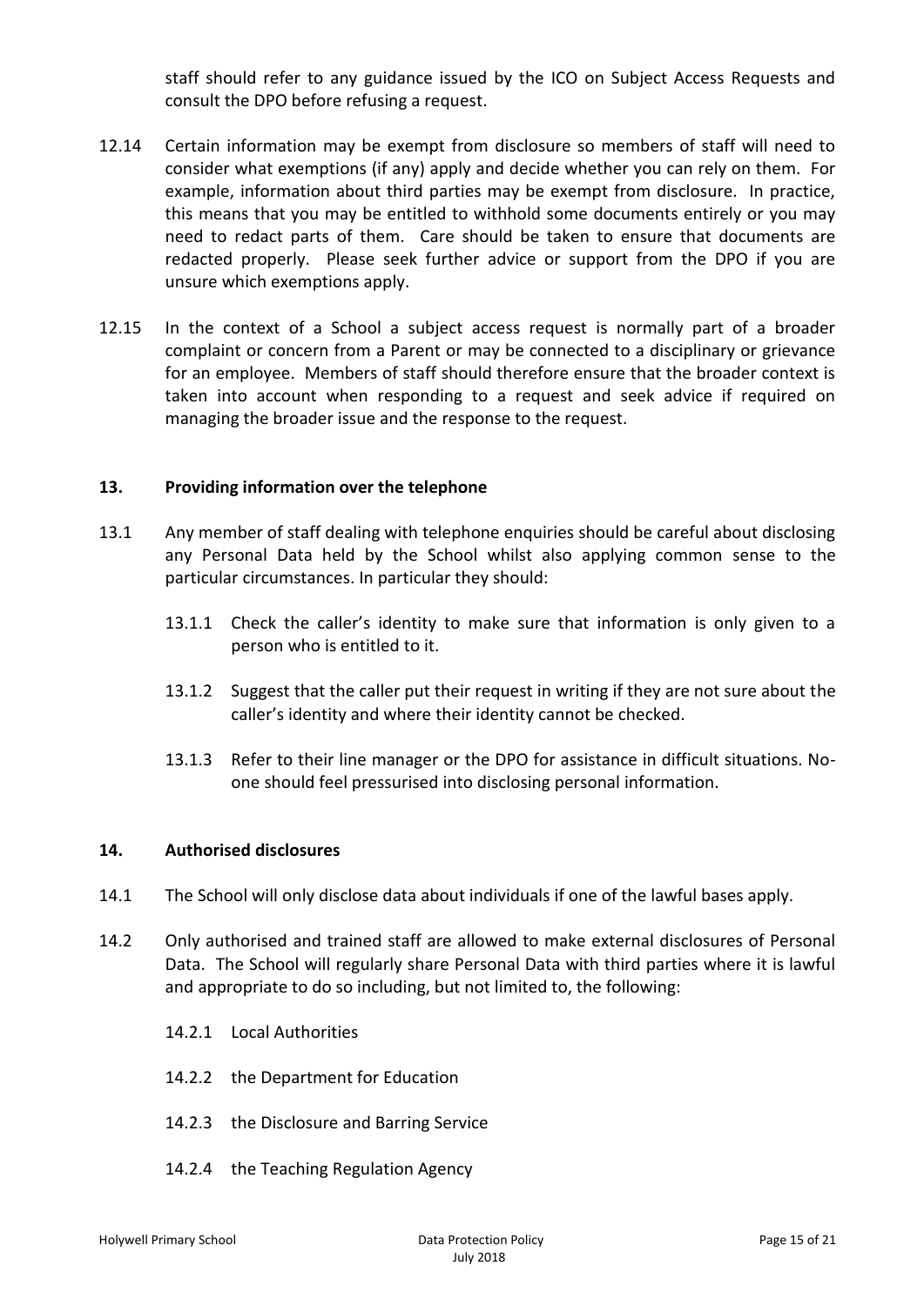staff should refer to any guidance issued by the ICO on Subject Access Requests and consult the DPO before refusing a request.

12.14 Certain information may be exempt from disclosure so members of staff will need to consider what exemptions (if any) apply and decide whether you can rely on them. For example, information about third parties may be exempt from disclosure. In practice, this means that you may be entitled to withhold some documents entirely or you may need to redact parts of them. Care should be taken to ensure that documents are redacted properly. Please seek further advice or support from the DPO if you are unsure which exemptions apply.

12.15 In the context of a School a subject access request is normally part of a broader complaint or concern from a Parent or may be connected to a disciplinary or grievance for an employee. Members of staff should therefore ensure that the broader context is taken into account when responding to a request and seek advice if required on managing the broader issue and the response to the request.

## 13. Providing information over the telephone

13.1 Any member of staff dealing with telephone enquiries should be careful about disclosing any Personal Data held by the School whilst also applying common sense to the particular circumstances. In particular they should:

13.1.1 Check the caller's identity to make sure that information is only given to a person who is entitled to it.

13.1.2 Suggest that the caller put their request in writing if they are not sure about the caller's identity and where their identity cannot be checked.

13.1.3 Refer to their line manager or the DPO for assistance in difficult situations. No-one should feel pressurised into disclosing personal information.

## 14. Authorised disclosures

14.1 The School will only disclose data about individuals if one of the lawful bases apply.

14.2 Only authorised and trained staff are allowed to make external disclosures of Personal Data. The School will regularly share Personal Data with third parties where it is lawful and appropriate to do so including, but not limited to, the following:

14.2.1 Local Authorities

14.2.2 the Department for Education

14.2.3 the Disclosure and Barring Service

14.2.4 the Teaching Regulation Agency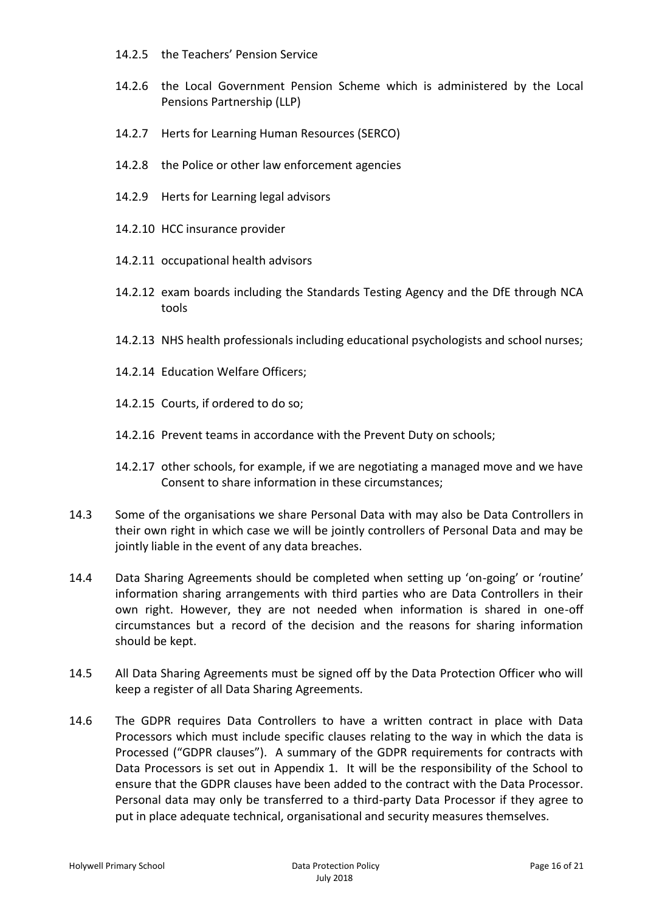14.2.5 the Teachers' Pension Service

14.2.6 the Local Government Pension Scheme which is administered by the Local Pensions Partnership (LLP)

14.2.7 Herts for Learning Human Resources (SERCO)

14.2.8 the Police or other law enforcement agencies

14.2.9 Herts for Learning legal advisors

14.2.10 HCC insurance provider

14.2.11 occupational health advisors

14.2.12 exam boards including the Standards Testing Agency and the DfE through NCA tools

14.2.13 NHS health professionals including educational psychologists and school nurses;

14.2.14 Education Welfare Officers;

14.2.15 Courts, if ordered to do so;

14.2.16 Prevent teams in accordance with the Prevent Duty on schools;

14.2.17 other schools, for example, if we are negotiating a managed move and we have Consent to share information in these circumstances;

14.3 Some of the organisations we share Personal Data with may also be Data Controllers in their own right in which case we will be jointly controllers of Personal Data and may be jointly liable in the event of any data breaches.

14.4 Data Sharing Agreements should be completed when setting up 'on-going' or 'routine' information sharing arrangements with third parties who are Data Controllers in their own right. However, they are not needed when information is shared in one-off circumstances but a record of the decision and the reasons for sharing information should be kept.

14.5 All Data Sharing Agreements must be signed off by the Data Protection Officer who will keep a register of all Data Sharing Agreements.

14.6 The GDPR requires Data Controllers to have a written contract in place with Data Processors which must include specific clauses relating to the way in which the data is Processed ("GDPR clauses"). A summary of the GDPR requirements for contracts with Data Processors is set out in Appendix 1. It will be the responsibility of the School to ensure that the GDPR clauses have been added to the contract with the Data Processor. Personal data may only be transferred to a third-party Data Processor if they agree to put in place adequate technical, organisational and security measures themselves.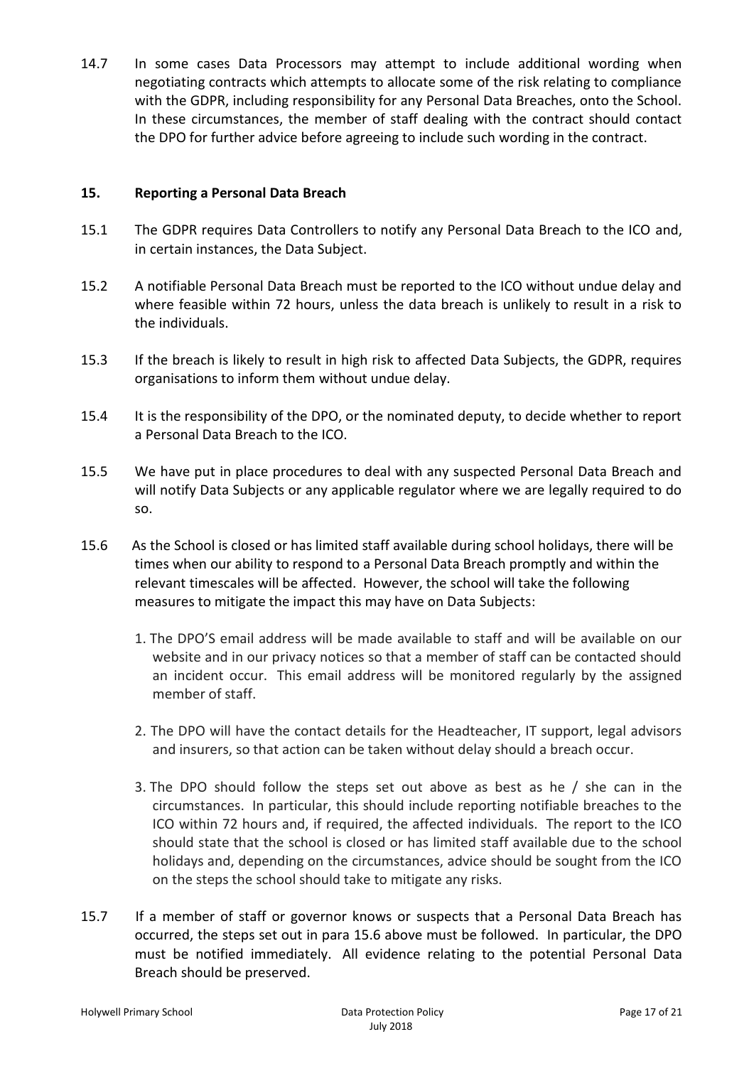14.7 In some cases Data Processors may attempt to include additional wording when negotiating contracts which attempts to allocate some of the risk relating to compliance with the GDPR, including responsibility for any Personal Data Breaches, onto the School. In these circumstances, the member of staff dealing with the contract should contact the DPO for further advice before agreeing to include such wording in the contract.

## 15. Reporting a Personal Data Breach

15.1 The GDPR requires Data Controllers to notify any Personal Data Breach to the ICO and, in certain instances, the Data Subject.

15.2 A notifiable Personal Data Breach must be reported to the ICO without undue delay and where feasible within 72 hours, unless the data breach is unlikely to result in a risk to the individuals.

15.3 If the breach is likely to result in high risk to affected Data Subjects, the GDPR, requires organisations to inform them without undue delay.

15.4 It is the responsibility of the DPO, or the nominated deputy, to decide whether to report a Personal Data Breach to the ICO.

15.5 We have put in place procedures to deal with any suspected Personal Data Breach and will notify Data Subjects or any applicable regulator where we are legally required to do so.

15.6 As the School is closed or has limited staff available during school holidays, there will be times when our ability to respond to a Personal Data Breach promptly and within the relevant timescales will be affected. However, the school will take the following measures to mitigate the impact this may have on Data Subjects:

1. The DPO'S email address will be made available to staff and will be available on our website and in our privacy notices so that a member of staff can be contacted should an incident occur. This email address will be monitored regularly by the assigned member of staff.

2. The DPO will have the contact details for the Headteacher, IT support, legal advisors and insurers, so that action can be taken without delay should a breach occur.

3. The DPO should follow the steps set out above as best as he / she can in the circumstances. In particular, this should include reporting notifiable breaches to the ICO within 72 hours and, if required, the affected individuals. The report to the ICO should state that the school is closed or has limited staff available due to the school holidays and, depending on the circumstances, advice should be sought from the ICO on the steps the school should take to mitigate any risks.

15.7 If a member of staff or governor knows or suspects that a Personal Data Breach has occurred, the steps set out in para 15.6 above must be followed. In particular, the DPO must be notified immediately. All evidence relating to the potential Personal Data Breach should be preserved.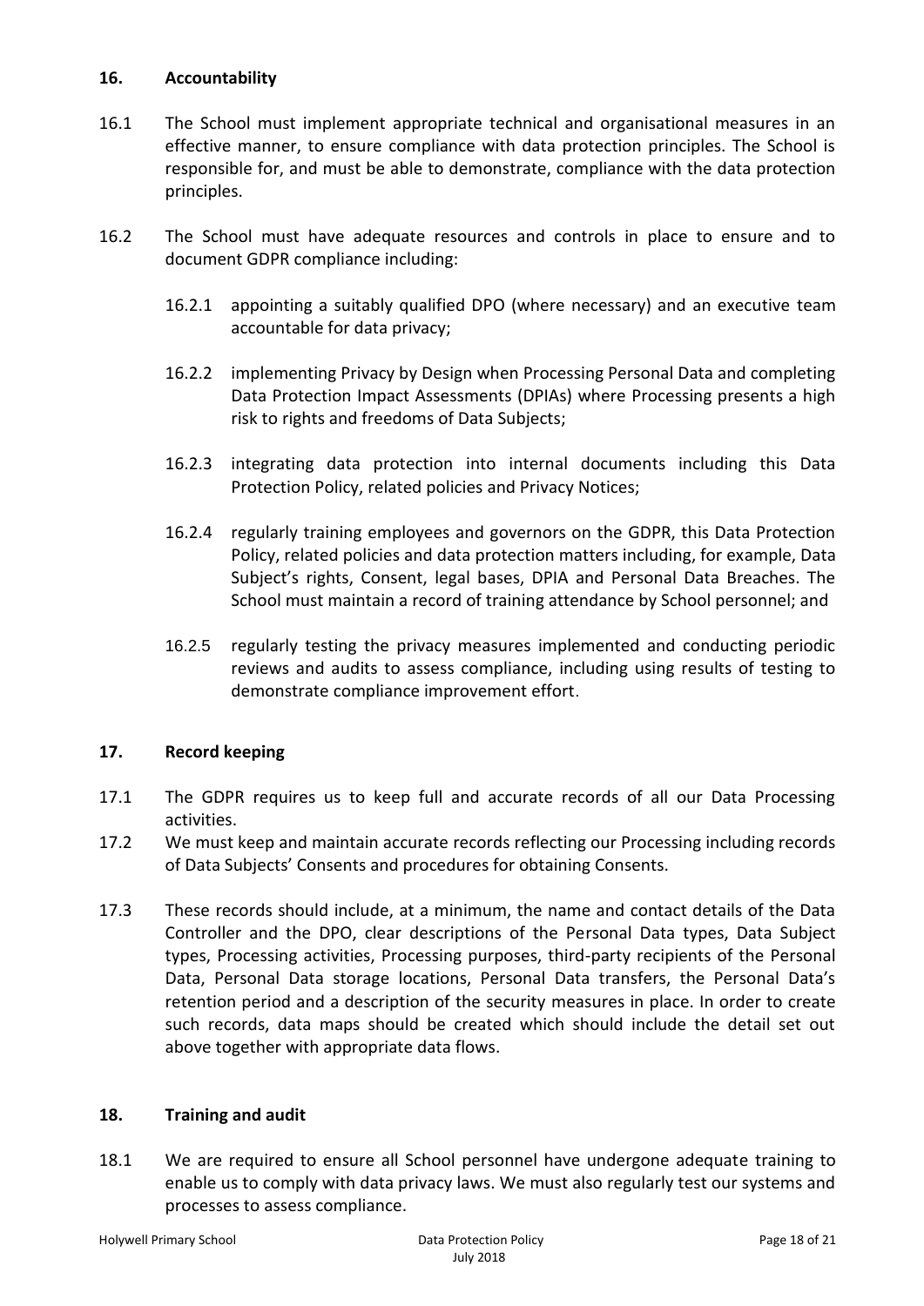## 16. Accountability

16.1 The School must implement appropriate technical and organisational measures in an effective manner, to ensure compliance with data protection principles. The School is responsible for, and must be able to demonstrate, compliance with the data protection principles.

16.2 The School must have adequate resources and controls in place to ensure and to document GDPR compliance including:

16.2.1 appointing a suitably qualified DPO (where necessary) and an executive team accountable for data privacy;

16.2.2 implementing Privacy by Design when Processing Personal Data and completing Data Protection Impact Assessments (DPIAs) where Processing presents a high risk to rights and freedoms of Data Subjects;

16.2.3 integrating data protection into internal documents including this Data Protection Policy, related policies and Privacy Notices;

16.2.4 regularly training employees and governors on the GDPR, this Data Protection Policy, related policies and data protection matters including, for example, Data Subject's rights, Consent, legal bases, DPIA and Personal Data Breaches. The School must maintain a record of training attendance by School personnel; and

16.2.5 regularly testing the privacy measures implemented and conducting periodic reviews and audits to assess compliance, including using results of testing to demonstrate compliance improvement effort.

## 17. Record keeping

17.1 The GDPR requires us to keep full and accurate records of all our Data Processing activities.

17.2 We must keep and maintain accurate records reflecting our Processing including records of Data Subjects' Consents and procedures for obtaining Consents.

17.3 These records should include, at a minimum, the name and contact details of the Data Controller and the DPO, clear descriptions of the Personal Data types, Data Subject types, Processing activities, Processing purposes, third-party recipients of the Personal Data, Personal Data storage locations, Personal Data transfers, the Personal Data's retention period and a description of the security measures in place. In order to create such records, data maps should be created which should include the detail set out above together with appropriate data flows.

## 18. Training and audit

18.1 We are required to ensure all School personnel have undergone adequate training to enable us to comply with data privacy laws. We must also regularly test our systems and processes to assess compliance.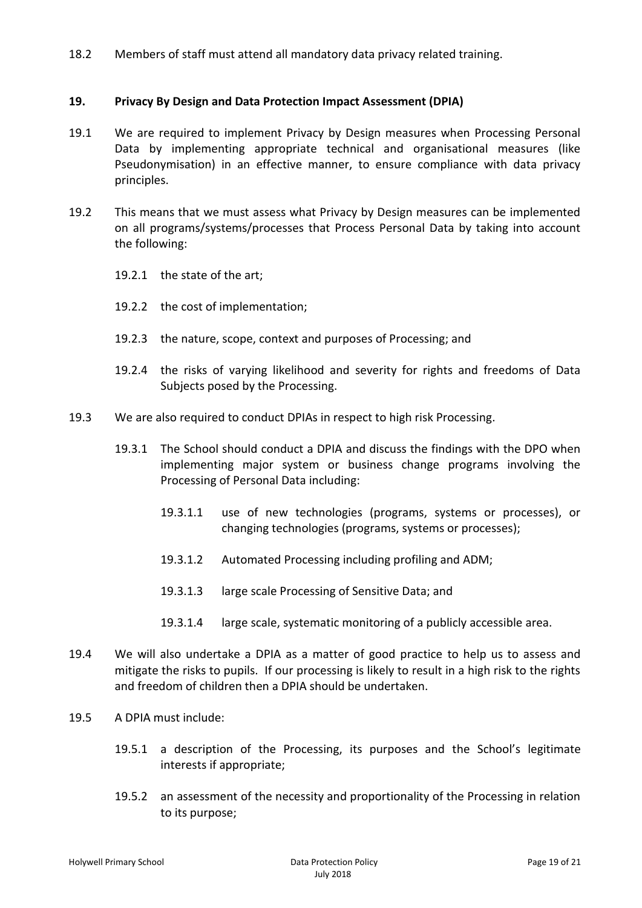18.2 Members of staff must attend all mandatory data privacy related training.

## 19. Privacy By Design and Data Protection Impact Assessment (DPIA)

19.1 We are required to implement Privacy by Design measures when Processing Personal Data by implementing appropriate technical and organisational measures (like Pseudonymisation) in an effective manner, to ensure compliance with data privacy principles.

19.2 This means that we must assess what Privacy by Design measures can be implemented on all programs/systems/processes that Process Personal Data by taking into account the following:

19.2.1 the state of the art;

19.2.2 the cost of implementation;

19.2.3 the nature, scope, context and purposes of Processing; and

19.2.4 the risks of varying likelihood and severity for rights and freedoms of Data Subjects posed by the Processing.

19.3 We are also required to conduct DPIAs in respect to high risk Processing.

19.3.1 The School should conduct a DPIA and discuss the findings with the DPO when implementing major system or business change programs involving the Processing of Personal Data including:

19.3.1.1 use of new technologies (programs, systems or processes), or changing technologies (programs, systems or processes);

19.3.1.2 Automated Processing including profiling and ADM;

19.3.1.3 large scale Processing of Sensitive Data; and

19.3.1.4 large scale, systematic monitoring of a publicly accessible area.

19.4 We will also undertake a DPIA as a matter of good practice to help us to assess and mitigate the risks to pupils. If our processing is likely to result in a high risk to the rights and freedom of children then a DPIA should be undertaken.

19.5 A DPIA must include:

19.5.1 a description of the Processing, its purposes and the School's legitimate interests if appropriate;

19.5.2 an assessment of the necessity and proportionality of the Processing in relation to its purpose;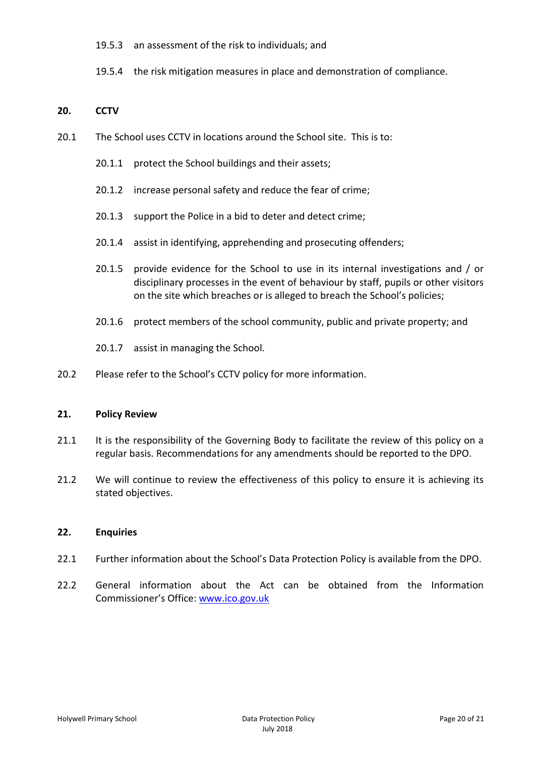19.5.3 an assessment of the risk to individuals; and

19.5.4 the risk mitigation measures in place and demonstration of compliance.

## 20. CCTV

20.1 The School uses CCTV in locations around the School site. This is to:

20.1.1 protect the School buildings and their assets;

20.1.2 increase personal safety and reduce the fear of crime;

20.1.3 support the Police in a bid to deter and detect crime;

20.1.4 assist in identifying, apprehending and prosecuting offenders;

20.1.5 provide evidence for the School to use in its internal investigations and / or disciplinary processes in the event of behaviour by staff, pupils or other visitors on the site which breaches or is alleged to breach the School's policies;

20.1.6 protect members of the school community, public and private property; and

20.1.7 assist in managing the School.

20.2 Please refer to the School's CCTV policy for more information.

## 21. Policy Review

21.1 It is the responsibility of the Governing Body to facilitate the review of this policy on a regular basis. Recommendations for any amendments should be reported to the DPO.

21.2 We will continue to review the effectiveness of this policy to ensure it is achieving its stated objectives.

## 22. Enquiries

22.1 Further information about the School's Data Protection Policy is available from the DPO.

22.2 General information about the Act can be obtained from the Information Commissioner's Office: [www.ico.gov.uk](http://www.ico.gov.uk)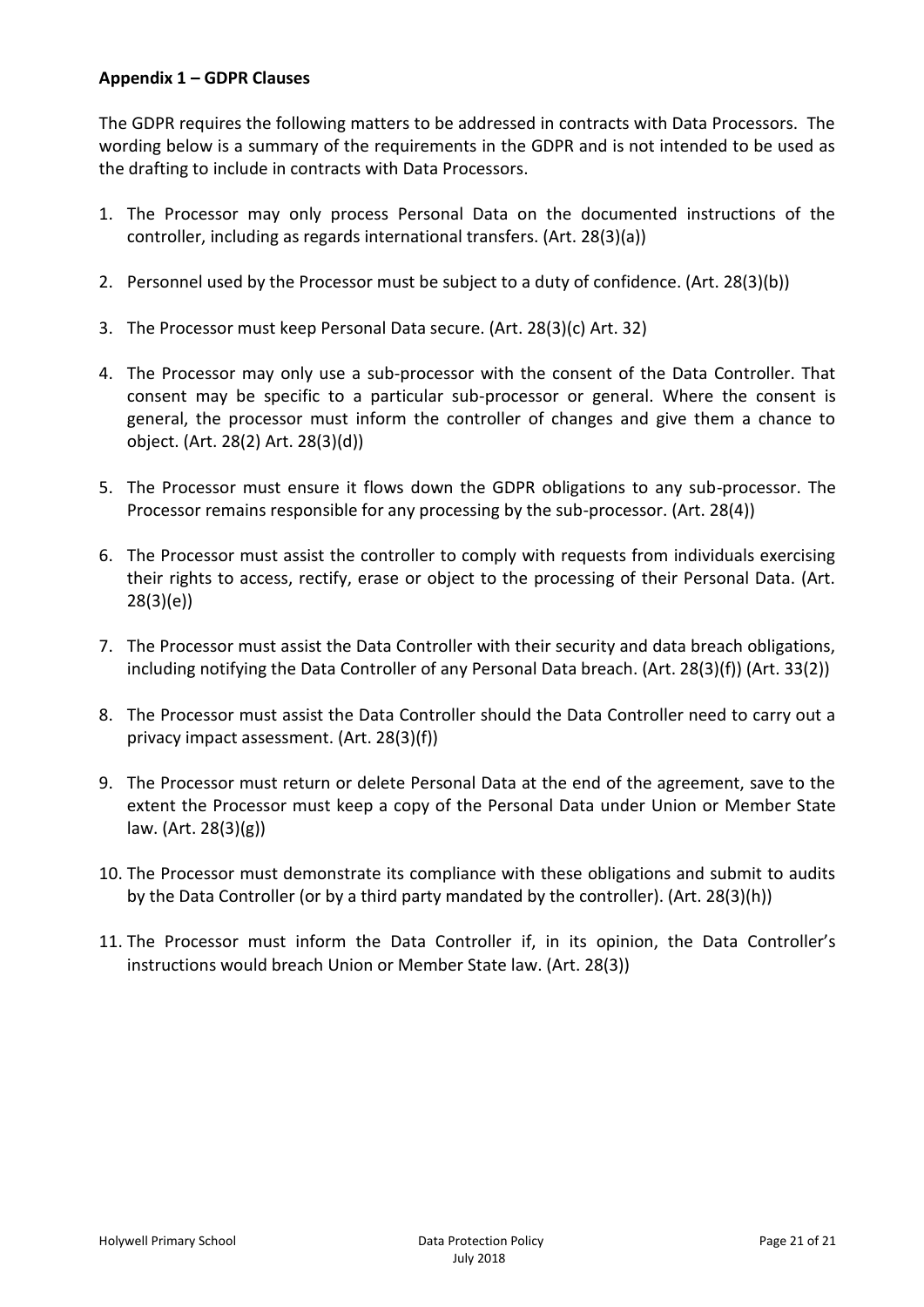**Appendix 1 – GDPR Clauses**

The GDPR requires the following matters to be addressed in contracts with Data Processors. The wording below is a summary of the requirements in the GDPR and is not intended to be used as the drafting to include in contracts with Data Processors.

1. The Processor may only process Personal Data on the documented instructions of the controller, including as regards international transfers. (Art. 28(3)(a))

2. Personnel used by the Processor must be subject to a duty of confidence. (Art. 28(3)(b))

3. The Processor must keep Personal Data secure. (Art. 28(3)(c) Art. 32)

4. The Processor may only use a sub-processor with the consent of the Data Controller. That consent may be specific to a particular sub-processor or general. Where the consent is general, the processor must inform the controller of changes and give them a chance to object. (Art. 28(2) Art. 28(3)(d))

5. The Processor must ensure it flows down the GDPR obligations to any sub-processor. The Processor remains responsible for any processing by the sub-processor. (Art. 28(4))

6. The Processor must assist the controller to comply with requests from individuals exercising their rights to access, rectify, erase or object to the processing of their Personal Data. (Art. 28(3)(e))

7. The Processor must assist the Data Controller with their security and data breach obligations, including notifying the Data Controller of any Personal Data breach. (Art. 28(3)(f)) (Art. 33(2))

8. The Processor must assist the Data Controller should the Data Controller need to carry out a privacy impact assessment. (Art. 28(3)(f))

9. The Processor must return or delete Personal Data at the end of the agreement, save to the extent the Processor must keep a copy of the Personal Data under Union or Member State law. (Art. 28(3)(g))

10. The Processor must demonstrate its compliance with these obligations and submit to audits by the Data Controller (or by a third party mandated by the controller). (Art. 28(3)(h))

11. The Processor must inform the Data Controller if, in its opinion, the Data Controller's instructions would breach Union or Member State law. (Art. 28(3))